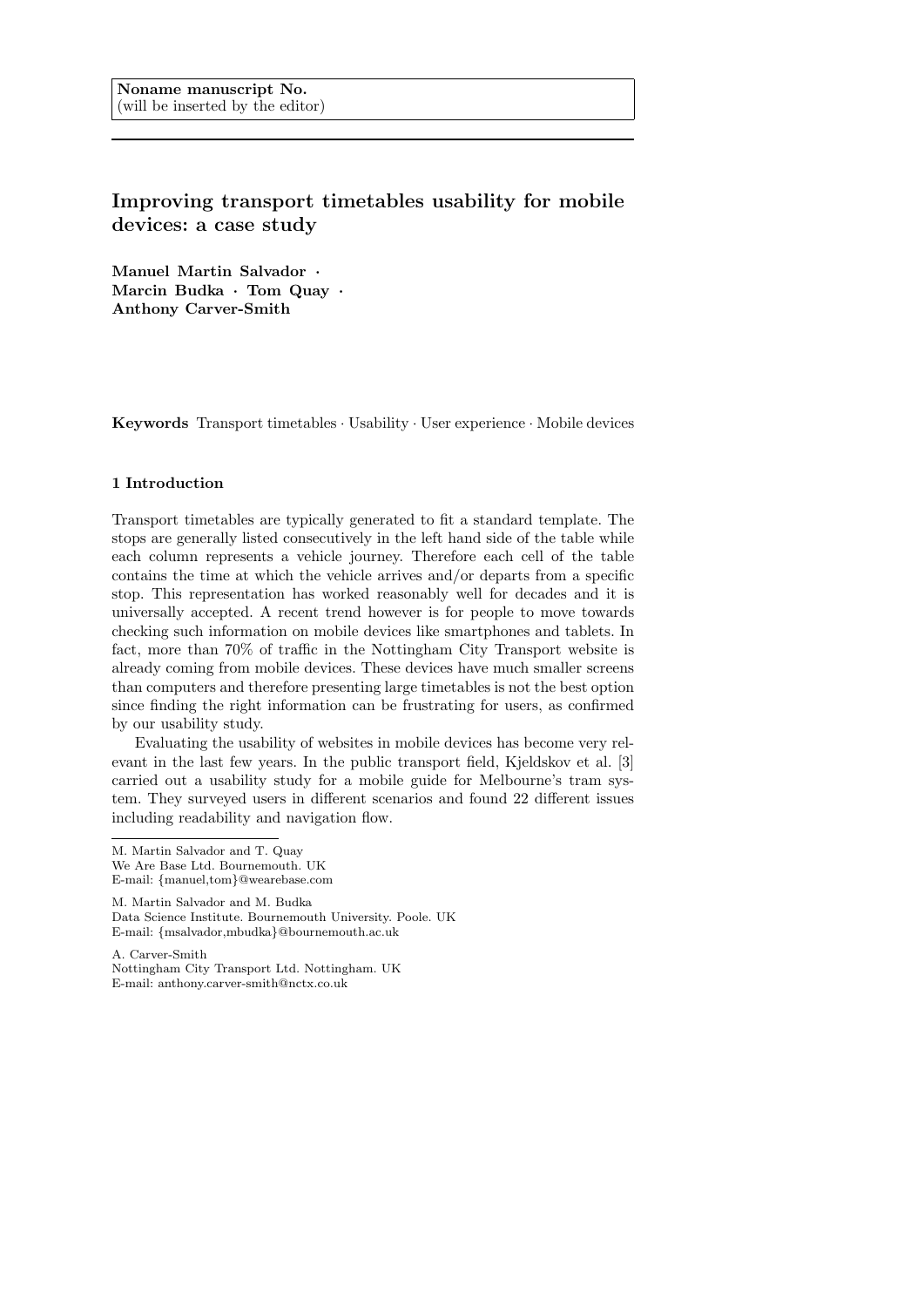**Noname manuscript No.**
(will be inserted by the editor)

# Improving transport timetables usability for mobile devices: a case study

**Manuel Martin Salvador · Marcin Budka · Tom Quay · Anthony Carver-Smith**

**Keywords** Transport timetables · Usability · User experience · Mobile devices

## 1 Introduction

Transport timetables are typically generated to fit a standard template. The stops are generally listed consecutively in the left hand side of the table while each column represents a vehicle journey. Therefore each cell of the table contains the time at which the vehicle arrives and/or departs from a specific stop. This representation has worked reasonably well for decades and it is universally accepted. A recent trend however is for people to move towards checking such information on mobile devices like smartphones and tablets. In fact, more than 70% of traffic in the Nottingham City Transport website is already coming from mobile devices. These devices have much smaller screens than computers and therefore presenting large timetables is not the best option since finding the right information can be frustrating for users, as confirmed by our usability study.

Evaluating the usability of websites in mobile devices has become very relevant in the last few years. In the public transport field, Kjeldskov et al. [3] carried out a usability study for a mobile guide for Melbourne's tram system. They surveyed users in different scenarios and found 22 different issues including readability and navigation flow.

---

M. Martin Salvador and T. Quay
We Are Base Ltd. Bournemouth. UK
E-mail: {manuel,tom}@wearebase.com

M. Martin Salvador and M. Budka
Data Science Institute. Bournemouth University. Poole. UK
E-mail: {msalvador,mbudka}@bournemouth.ac.uk

A. Carver-Smith
Nottingham City Transport Ltd. Nottingham. UK
E-mail: anthony.carver-smith@nctx.co.uk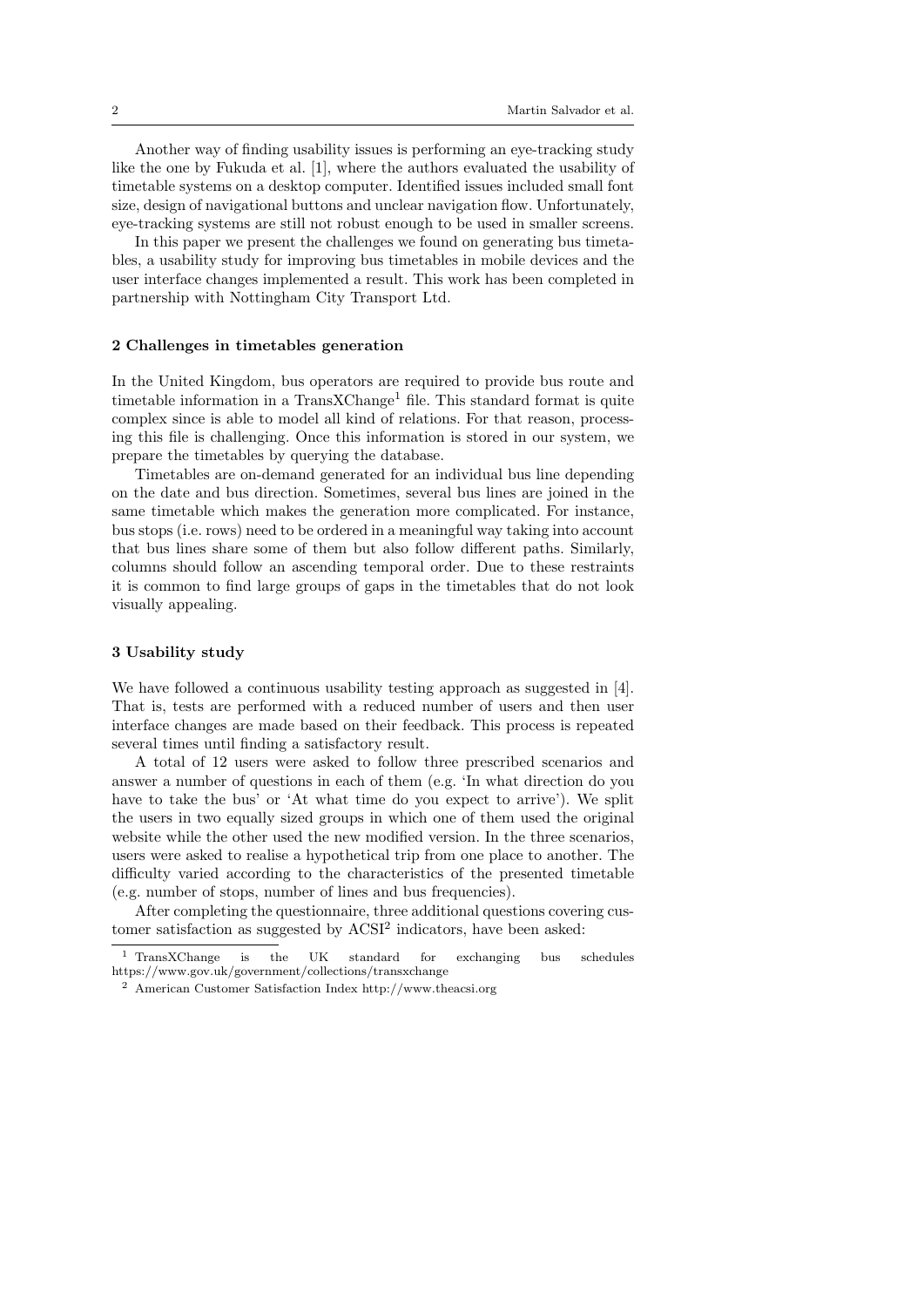Another way of finding usability issues is performing an eye-tracking study like the one by Fukuda et al. [1], where the authors evaluated the usability of timetable systems on a desktop computer. Identified issues included small font size, design of navigational buttons and unclear navigation flow. Unfortunately, eye-tracking systems are still not robust enough to be used in smaller screens.

In this paper we present the challenges we found on generating bus timetables, a usability study for improving bus timetables in mobile devices and the user interface changes implemented a result. This work has been completed in partnership with Nottingham City Transport Ltd.

## 2 Challenges in timetables generation

In the United Kingdom, bus operators are required to provide bus route and timetable information in a TransXChange[1] file. This standard format is quite complex since is able to model all kind of relations. For that reason, processing this file is challenging. Once this information is stored in our system, we prepare the timetables by querying the database.

Timetables are on-demand generated for an individual bus line depending on the date and bus direction. Sometimes, several bus lines are joined in the same timetable which makes the generation more complicated. For instance, bus stops (i.e. rows) need to be ordered in a meaningful way taking into account that bus lines share some of them but also follow different paths. Similarly, columns should follow an ascending temporal order. Due to these restraints it is common to find large groups of gaps in the timetables that do not look visually appealing.

## 3 Usability study

We have followed a continuous usability testing approach as suggested in [4]. That is, tests are performed with a reduced number of users and then user interface changes are made based on their feedback. This process is repeated several times until finding a satisfactory result.

A total of 12 users were asked to follow three prescribed scenarios and answer a number of questions in each of them (e.g. 'In what direction do you have to take the bus' or 'At what time do you expect to arrive'). We split the users in two equally sized groups in which one of them used the original website while the other used the new modified version. In the three scenarios, users were asked to realise a hypothetical trip from one place to another. The difficulty varied according to the characteristics of the presented timetable (e.g. number of stops, number of lines and bus frequencies).

After completing the questionnaire, three additional questions covering customer satisfaction as suggested by ACSI[2] indicators, have been asked:

[1] TransXChange is the UK standard for exchanging bus schedules https://www.gov.uk/government/collections/transxchange

[2] American Customer Satisfaction Index http://www.theacsi.org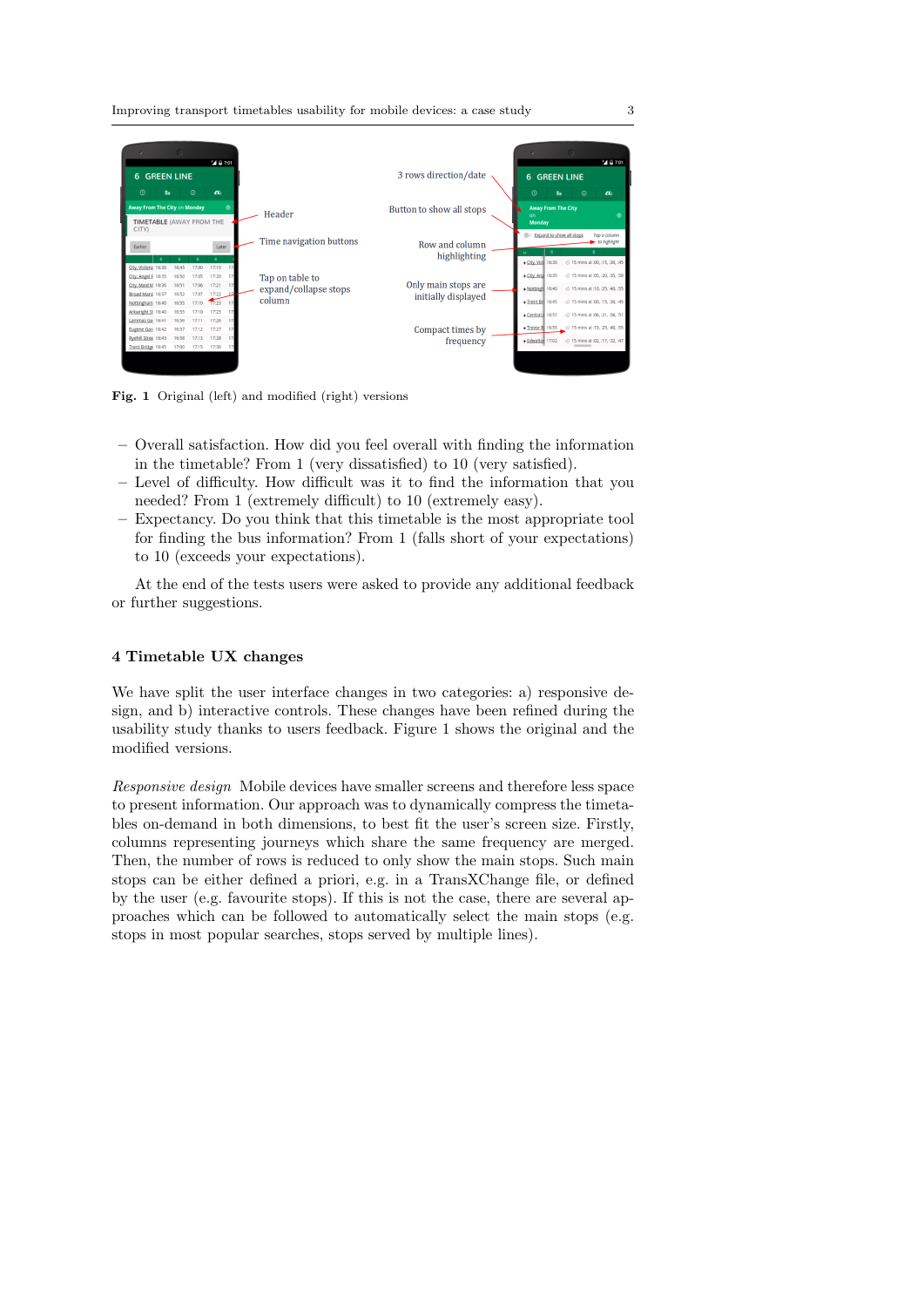Fig. 1 Original (left) and modified (right) versions

- Overall satisfaction. How did you feel overall with finding the information in the timetable? From 1 (very dissatisfied) to 10 (very satisfied).
- Level of difficulty. How difficult was it to find the information that you needed? From 1 (extremely difficult) to 10 (extremely easy).
- Expectancy. Do you think that this timetable is the most appropriate tool for finding the bus information? From 1 (falls short of your expectations) to 10 (exceeds your expectations).

At the end of the tests users were asked to provide any additional feedback or further suggestions.

## 4 Timetable UX changes

We have split the user interface changes in two categories: a) responsive design, and b) interactive controls. These changes have been refined during the usability study thanks to users feedback. Figure 1 shows the original and the modified versions.

*Responsive design* Mobile devices have smaller screens and therefore less space to present information. Our approach was to dynamically compress the timetables on-demand in both dimensions, to best fit the user's screen size. Firstly, columns representing journeys which share the same frequency are merged. Then, the number of rows is reduced to only show the main stops. Such main stops can be either defined a priori, e.g. in a TransXChange file, or defined by the user (e.g. favourite stops). If this is not the case, there are several approaches which can be followed to automatically select the main stops (e.g. stops in most popular searches, stops served by multiple lines).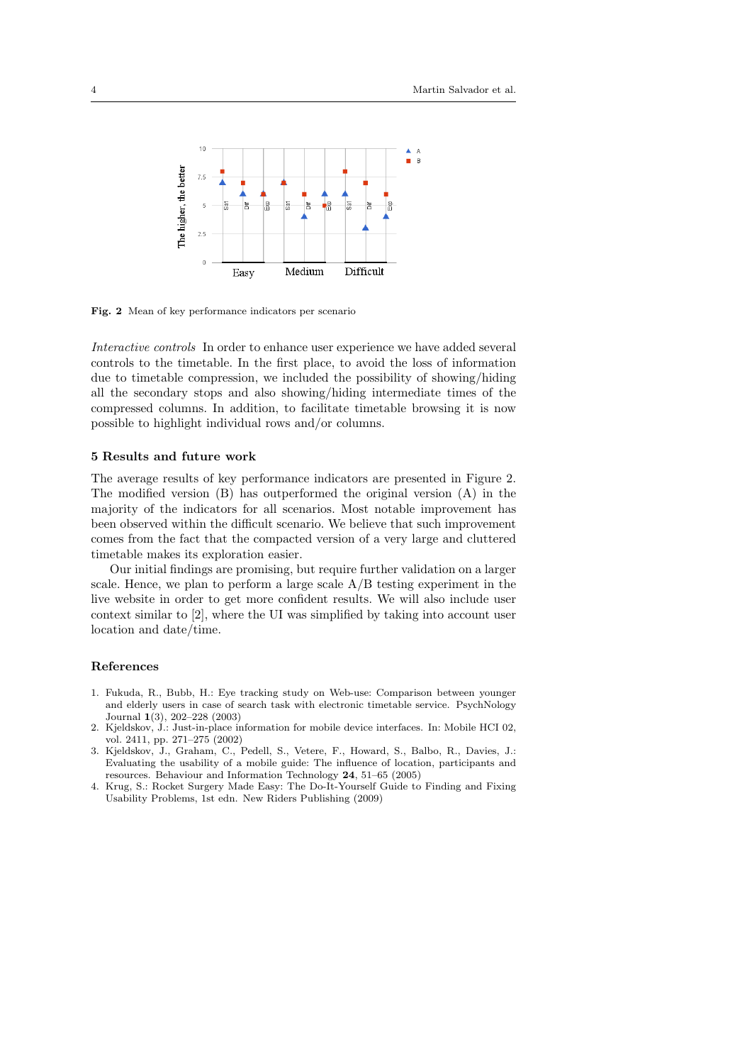10

7.5

5

2.5

0

The higher, the better

Sat Dif Exp Sat Dif Exp Sat Dif Exp

Easy Medium Difficult

A

B

**Fig. 2** Mean of key performance indicators per scenario

*Interactive controls* In order to enhance user experience we have added several controls to the timetable. In the first place, to avoid the loss of information due to timetable compression, we included the possibility of showing/hiding all the secondary stops and also showing/hiding intermediate times of the compressed columns. In addition, to facilitate timetable browsing it is now possible to highlight individual rows and/or columns.

## 5 Results and future work

The average results of key performance indicators are presented in Figure 2. The modified version (B) has outperformed the original version (A) in the majority of the indicators for all scenarios. Most notable improvement has been observed within the difficult scenario. We believe that such improvement comes from the fact that the compacted version of a very large and cluttered timetable makes its exploration easier.

Our initial findings are promising, but require further validation on a larger scale. Hence, we plan to perform a large scale A/B testing experiment in the live website in order to get more confident results. We will also include user context similar to [2], where the UI was simplified by taking into account user location and date/time.

## References

1. Fukuda, R., Bubb, H.: Eye tracking study on Web-use: Comparison between younger and elderly users in case of search task with electronic timetable service. PsychNology Journal **1**(3), 202–228 (2003)
2. Kjeldskov, J.: Just-in-place information for mobile device interfaces. In: Mobile HCI 02, vol. 2411, pp. 271–275 (2002)
3. Kjeldskov, J., Graham, C., Pedell, S., Vetere, F., Howard, S., Balbo, R., Davies, J.: Evaluating the usability of a mobile guide: The influence of location, participants and resources. Behaviour and Information Technology **24**, 51–65 (2005)
4. Krug, S.: Rocket Surgery Made Easy: The Do-It-Yourself Guide to Finding and Fixing Usability Problems, 1st edn. New Riders Publishing (2009)